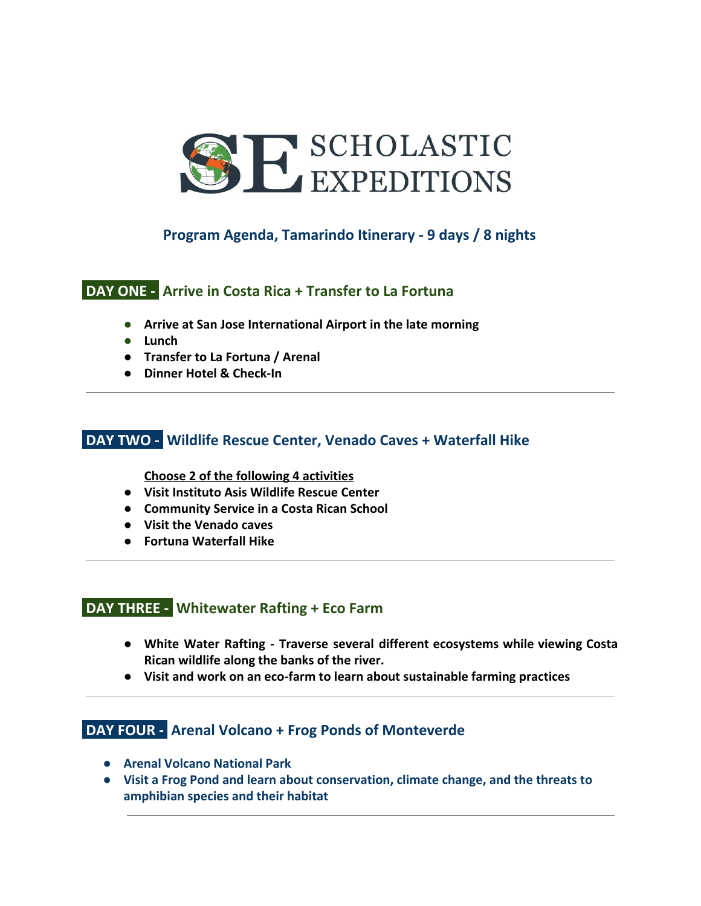# SCHOLASTIC EXPEDITIONS

## Program Agenda, Tamarindo Itinerary - 9 days / 8 nights

### DAY ONE - Arrive in Costa Rica + Transfer to La Fortuna

- **Arrive at San Jose International Airport in the late morning**
- **Lunch**
- **Transfer to La Fortuna / Arenal**
- **Dinner Hotel & Check-In**

---

### DAY TWO - Wildlife Rescue Center, Venado Caves + Waterfall Hike

**Choose 2 of the following 4 activities**

- **Visit Instituto Asis Wildlife Rescue Center**
- **Community Service in a Costa Rican School**
- **Visit the Venado caves**
- **Fortuna Waterfall Hike**

---

### DAY THREE - Whitewater Rafting + Eco Farm

- **White Water Rafting - Traverse several different ecosystems while viewing Costa Rican wildlife along the banks of the river.**
- **Visit and work on an eco-farm to learn about sustainable farming practices**

---

### DAY FOUR - Arenal Volcano + Frog Ponds of Monteverde

- **Arenal Volcano National Park**
- **Visit a Frog Pond and learn about conservation, climate change, and the threats to amphibian species and their habitat**

---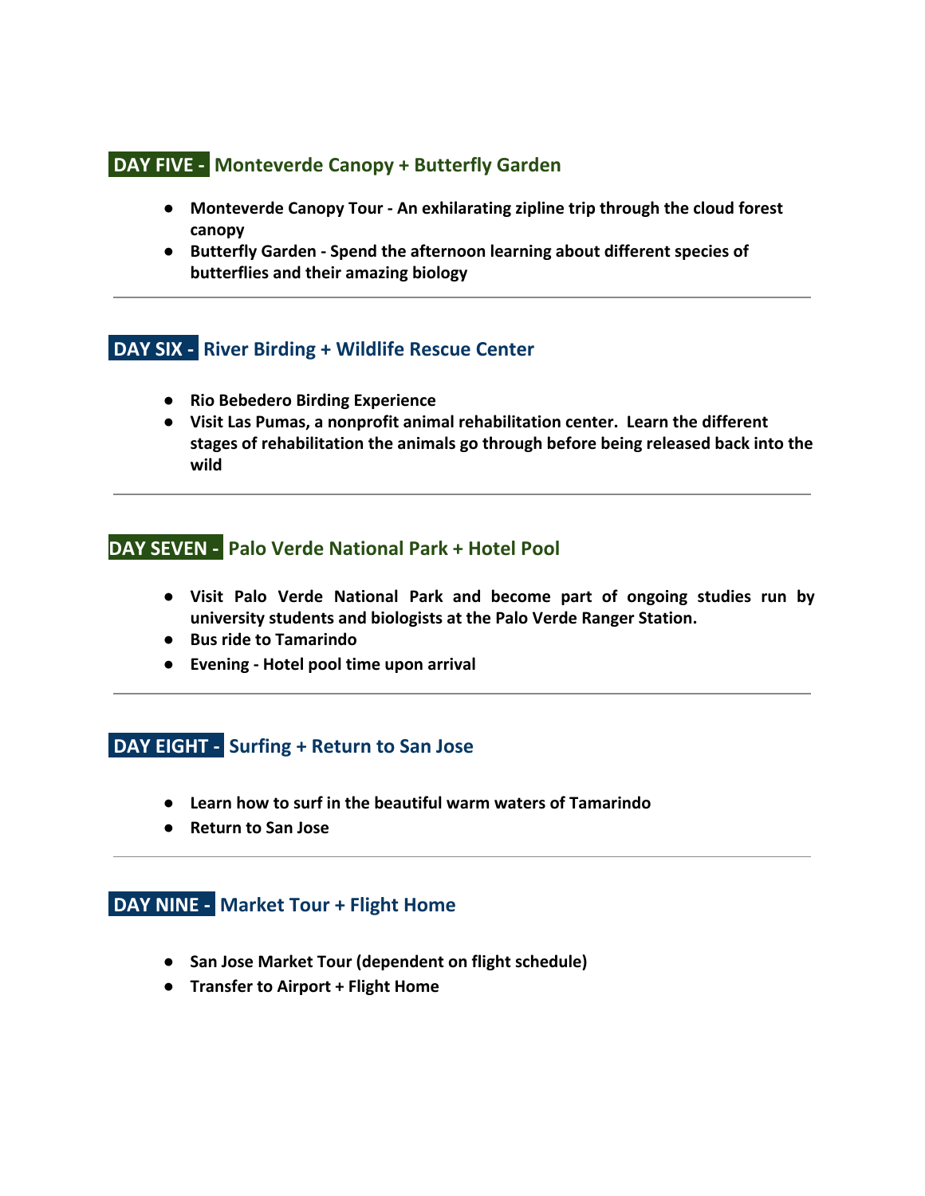## DAY FIVE - Monteverde Canopy + Butterfly Garden

- **Monteverde Canopy Tour - An exhilarating zipline trip through the cloud forest canopy**
- **Butterfly Garden - Spend the afternoon learning about different species of butterflies and their amazing biology**

---

## DAY SIX - River Birding + Wildlife Rescue Center

- **Rio Bebedero Birding Experience**
- **Visit Las Pumas, a nonprofit animal rehabilitation center. Learn the different stages of rehabilitation the animals go through before being released back into the wild**

---

## DAY SEVEN - Palo Verde National Park + Hotel Pool

- **Visit Palo Verde National Park and become part of ongoing studies run by university students and biologists at the Palo Verde Ranger Station.**
- **Bus ride to Tamarindo**
- **Evening - Hotel pool time upon arrival**

---

## DAY EIGHT - Surfing + Return to San Jose

- **Learn how to surf in the beautiful warm waters of Tamarindo**
- **Return to San Jose**

---

## DAY NINE - Market Tour + Flight Home

- **San Jose Market Tour (dependent on flight schedule)**
- **Transfer to Airport + Flight Home**